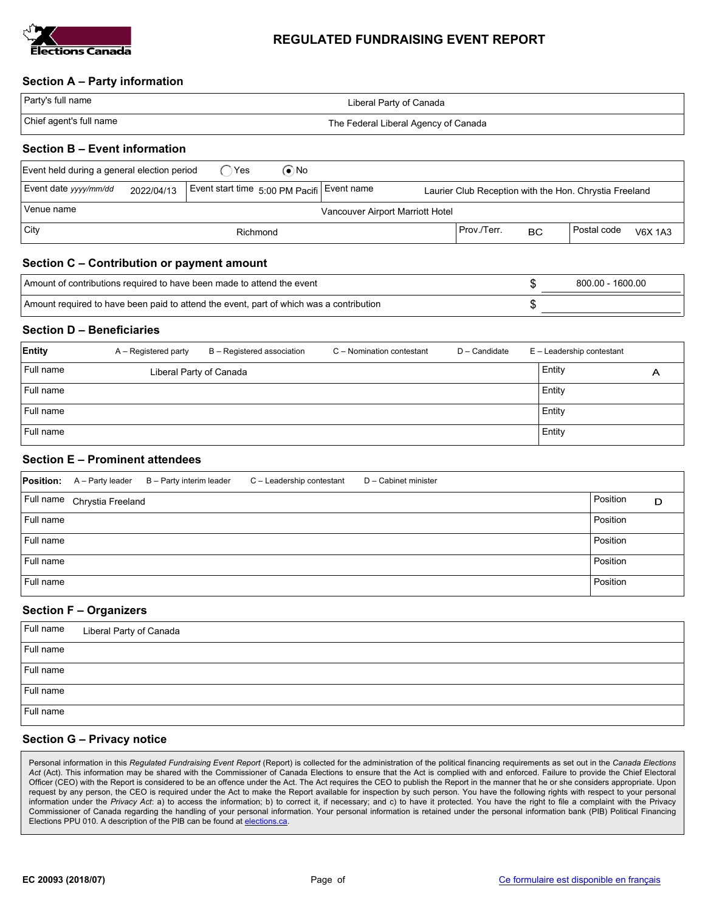Elections Canada

# REGULATED FUNDRAISING EVENT REPORT

## Section A – Party information

| | |
|---|---|
| Party's full name | Liberal Party of Canada |
| Chief agent's full name | The Federal Liberal Agency of Canada |

## Section B – Event information

Event held during a general election period ◯ Yes ◉ No

| | | | | | |
|---|---|---|---|---|---|
| Event date *yyyy/mm/dd* | 2022/04/13 | Event start time | 5:00 PM Pacifi | Event name | Laurier Club Reception with the Hon. Chrystia Freeland |
| Venue name | Vancouver Airport Marriott Hotel | | | | |
| City | Richmond | Prov./Terr. | BC | Postal code | V6X 1A3 |

## Section C – Contribution or payment amount

| | |
|---|---|
| Amount of contributions required to have been made to attend the event | $ 800.00 - 1600.00 |
| Amount required to have been paid to attend the event, part of which was a contribution | $ |

## Section D – Beneficiaries

**Entity** A – Registered party B – Registered association C – Nomination contestant D – Candidate E – Leadership contestant

| Full name | | Entity | |
|---|---|---|---|
| Full name | Liberal Party of Canada | Entity | A |
| Full name | | Entity | |
| Full name | | Entity | |
| Full name | | Entity | |

## Section E – Prominent attendees

**Position:** A – Party leader B – Party interim leader C – Leadership contestant D – Cabinet minister

| Full name | | Position | |
|---|---|---|---|
| Full name | Chrystia Freeland | Position | D |
| Full name | | Position | |
| Full name | | Position | |
| Full name | | Position | |
| Full name | | Position | |

## Section F – Organizers

| Full name | |
|---|---|
| Full name | Liberal Party of Canada |
| Full name | |
| Full name | |
| Full name | |
| Full name | |

## Section G – Privacy notice

Personal information in this *Regulated Fundraising Event Report* (Report) is collected for the administration of the political financing requirements as set out in the *Canada Elections Act* (Act). This information may be shared with the Commissioner of Canada Elections to ensure that the Act is complied with and enforced. Failure to provide the Chief Electoral Officer (CEO) with the Report is considered to be an offence under the Act. The Act requires the CEO to publish the Report in the manner that he or she considers appropriate. Upon request by any person, the CEO is required under the Act to make the Report available for inspection by such person. You have the following rights with respect to your personal information under the *Privacy Act*: a) to access the information; b) to correct it, if necessary; and c) to have it protected. You have the right to file a complaint with the Privacy Commissioner of Canada regarding the handling of your personal information. Your personal information is retained under the personal information bank (PIB) Political Financing Elections PPU 010. A description of the PIB can be found at elections.ca.

EC 20093 (2018/07)

Ce formulaire est disponible en français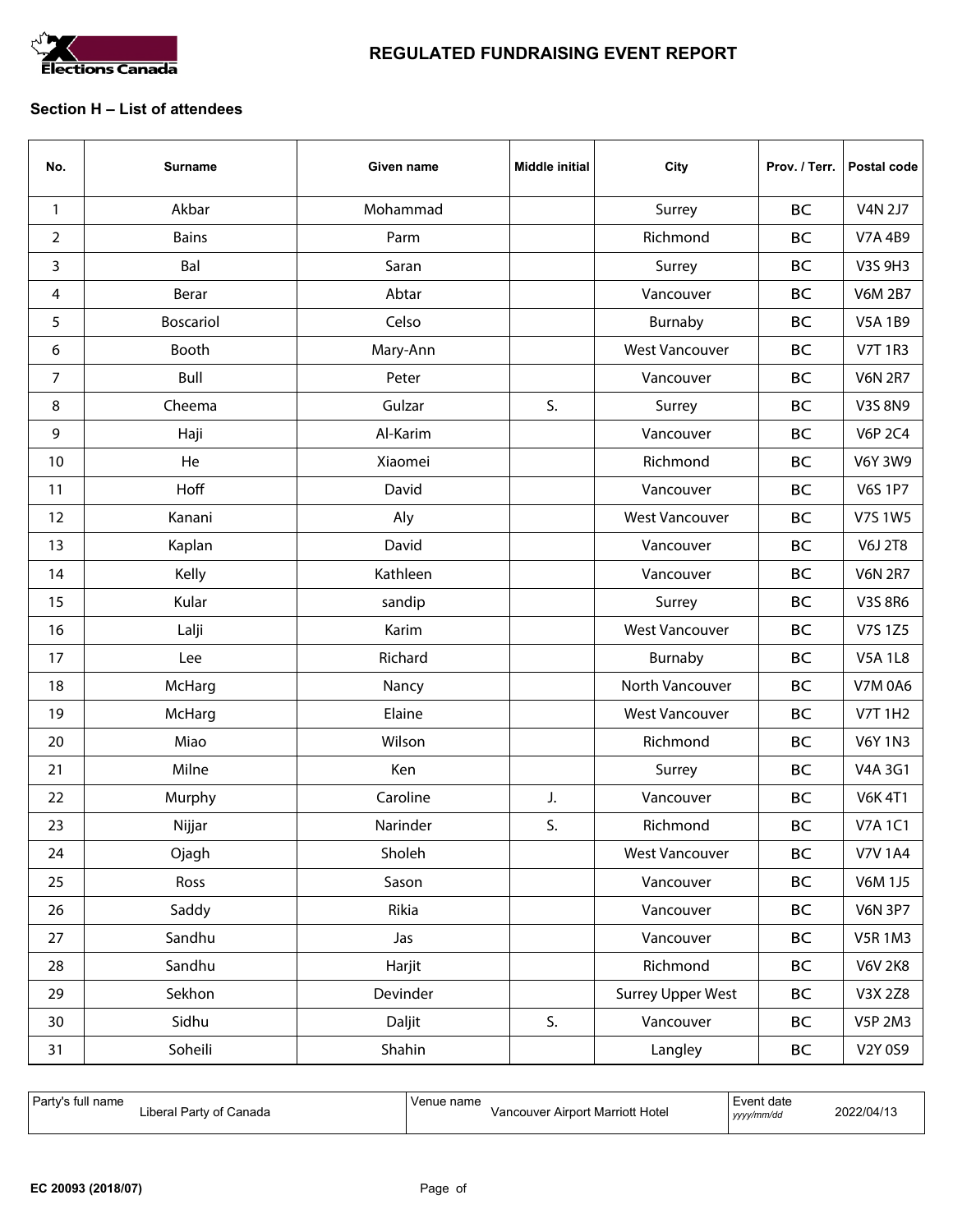# REGULATED FUNDRAISING EVENT REPORT

## Section H – List of attendees

| No. | Surname | Given name | Middle initial | City | Prov. / Terr. | Postal code |
|---|---|---|---|---|---|---|
| 1 | Akbar | Mohammad | | Surrey | BC | V4N 2J7 |
| 2 | Bains | Parm | | Richmond | BC | V7A 4B9 |
| 3 | Bal | Saran | | Surrey | BC | V3S 9H3 |
| 4 | Berar | Abtar | | Vancouver | BC | V6M 2B7 |
| 5 | Boscariol | Celso | | Burnaby | BC | V5A 1B9 |
| 6 | Booth | Mary-Ann | | West Vancouver | BC | V7T 1R3 |
| 7 | Bull | Peter | | Vancouver | BC | V6N 2R7 |
| 8 | Cheema | Gulzar | S. | Surrey | BC | V3S 8N9 |
| 9 | Haji | Al-Karim | | Vancouver | BC | V6P 2C4 |
| 10 | He | Xiaomei | | Richmond | BC | V6Y 3W9 |
| 11 | Hoff | David | | Vancouver | BC | V6S 1P7 |
| 12 | Kanani | Aly | | West Vancouver | BC | V7S 1W5 |
| 13 | Kaplan | David | | Vancouver | BC | V6J 2T8 |
| 14 | Kelly | Kathleen | | Vancouver | BC | V6N 2R7 |
| 15 | Kular | sandip | | Surrey | BC | V3S 8R6 |
| 16 | Lalji | Karim | | West Vancouver | BC | V7S 1Z5 |
| 17 | Lee | Richard | | Burnaby | BC | V5A 1L8 |
| 18 | McHarg | Nancy | | North Vancouver | BC | V7M 0A6 |
| 19 | McHarg | Elaine | | West Vancouver | BC | V7T 1H2 |
| 20 | Miao | Wilson | | Richmond | BC | V6Y 1N3 |
| 21 | Milne | Ken | | Surrey | BC | V4A 3G1 |
| 22 | Murphy | Caroline | J. | Vancouver | BC | V6K 4T1 |
| 23 | Nijjar | Narinder | S. | Richmond | BC | V7A 1C1 |
| 24 | Ojagh | Sholeh | | West Vancouver | BC | V7V 1A4 |
| 25 | Ross | Sason | | Vancouver | BC | V6M 1J5 |
| 26 | Saddy | Rikia | | Vancouver | BC | V6N 3P7 |
| 27 | Sandhu | Jas | | Vancouver | BC | V5R 1M3 |
| 28 | Sandhu | Harjit | | Richmond | BC | V6V 2K8 |
| 29 | Sekhon | Devinder | | Surrey Upper West | BC | V3X 2Z8 |
| 30 | Sidhu | Daljit | S. | Vancouver | BC | V5P 2M3 |
| 31 | Soheili | Shahin | | Langley | BC | V2Y 0S9 |

| Party's full name | Venue name | Event date *yyyy/mm/dd* |
|---|---|---|
| Liberal Party of Canada | Vancouver Airport Marriott Hotel | 2022/04/13 |

EC 20093 (2018/07)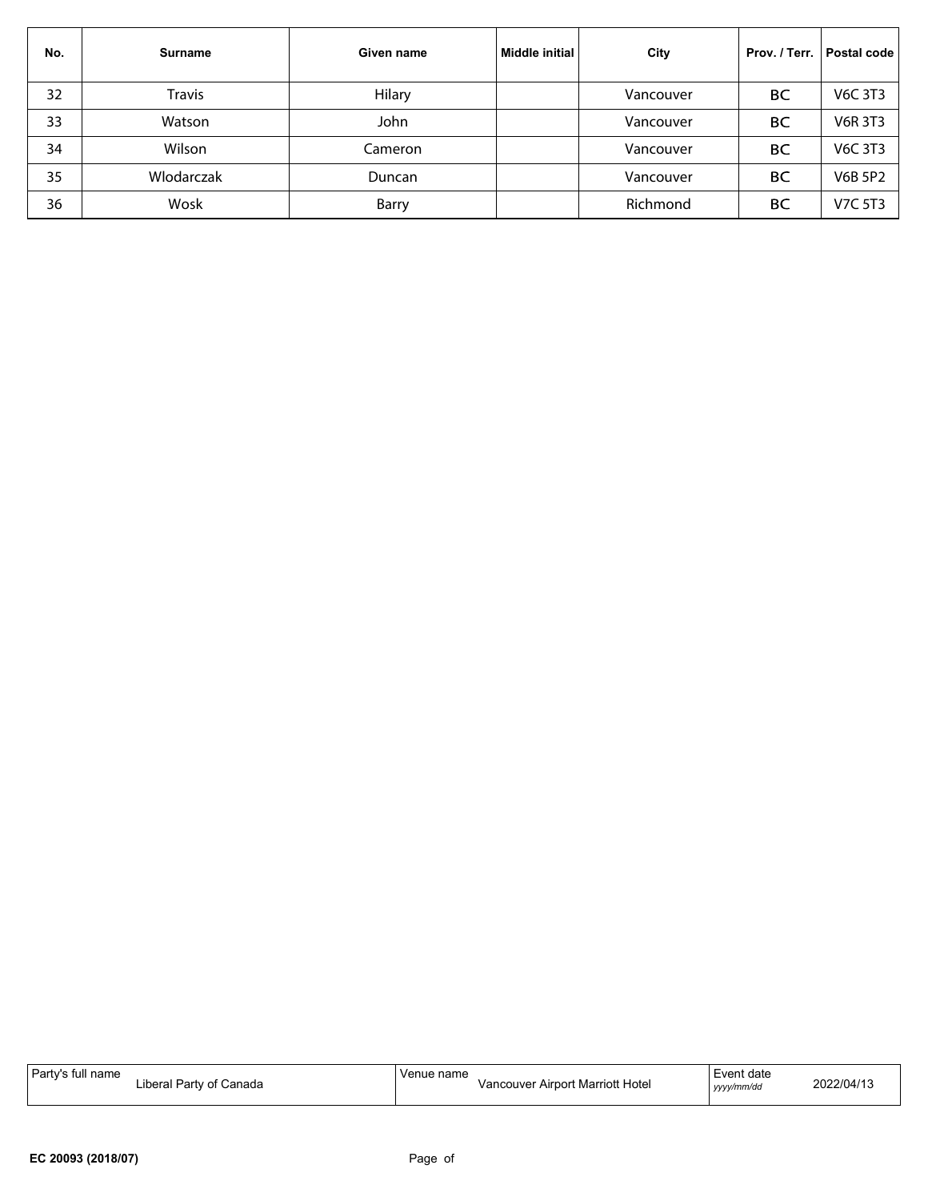| No. | Surname | Given name | Middle initial | City | Prov. / Terr. | Postal code |
|---|---|---|---|---|---|---|
| 32 | Travis | Hilary | | Vancouver | BC | V6C 3T3 |
| 33 | Watson | John | | Vancouver | BC | V6R 3T3 |
| 34 | Wilson | Cameron | | Vancouver | BC | V6C 3T3 |
| 35 | Wlodarczak | Duncan | | Vancouver | BC | V6B 5P2 |
| 36 | Wosk | Barry | | Richmond | BC | V7C 5T3 |

| Party's full name | Venue name | Event date *yyyy/mm/dd* |
|---|---|---|
| Liberal Party of Canada | Vancouver Airport Marriott Hotel | 2022/04/13 |

**EC 20093 (2018/07)**